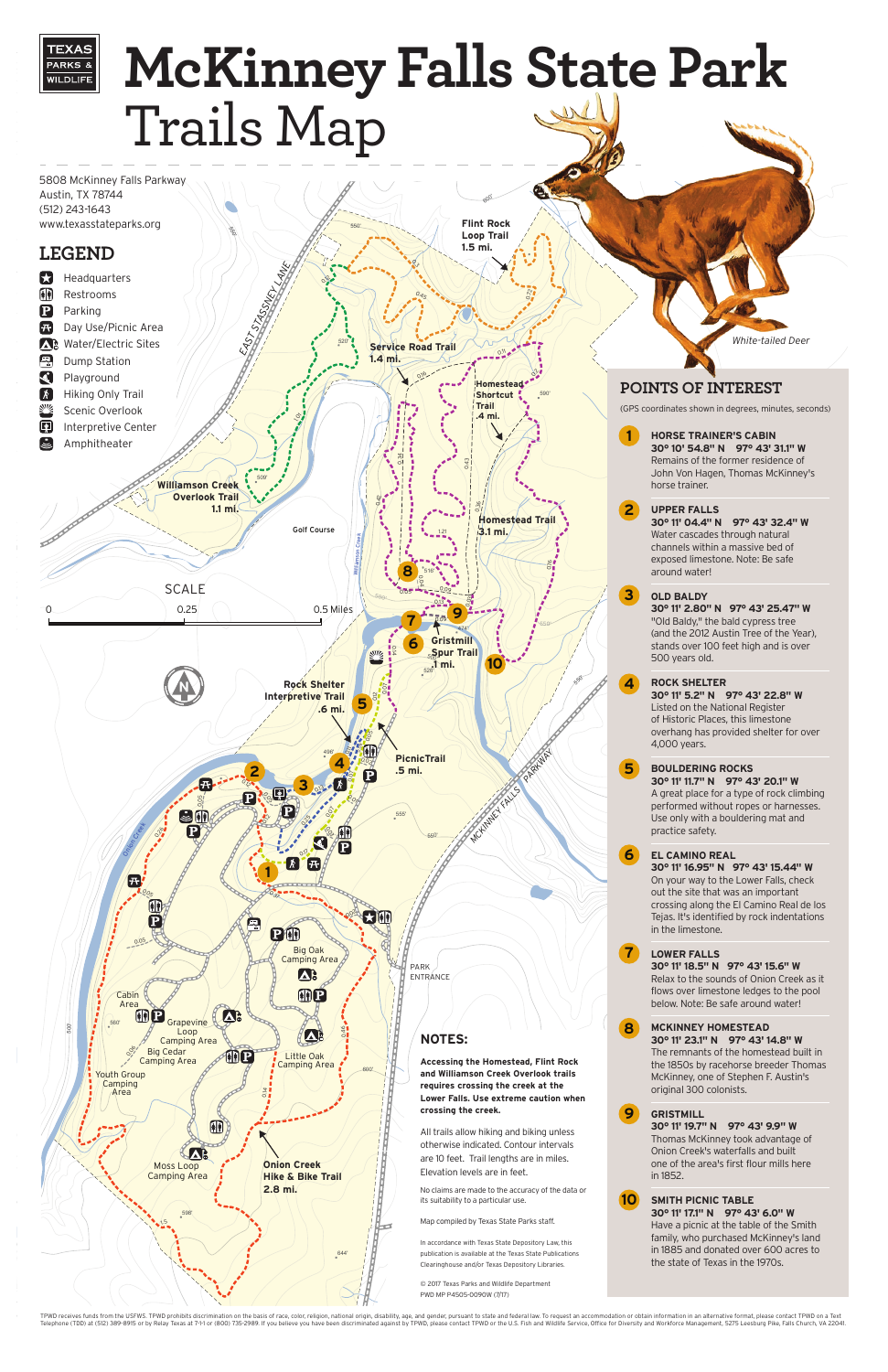TEXAS PARKS & WILDLIFE

# McKinney Falls State Park Trails Map

5808 McKinney Falls Parkway
Austin, TX 78744
(512) 243-1643
www.texasstateparks.org

## LEGEND

- Headquarters
- Restrooms
- Parking
- Day Use/Picnic Area
- Water/Electric Sites
- Dump Station
- Playground
- Hiking Only Trail
- Scenic Overlook
- Interpretive Center
- Amphitheater

SCALE

0 — 0.25 — 0.5 Miles

Flint Rock Loop Trail 1.5 mi.

Service Road Trail 1.4 mi.

Homestead Shortcut Trail .4 mi.

Homestead Trail 3.1 mi.

Williamson Creek Overlook Trail 1.1 mi.

Golf Course

Gristmill Spur Trail .1 mi.

Rock Shelter Interpretive Trail .6 mi.

PicnicTrail .5 mi.

East Stassney Lane

McKinney Falls Parkway

Onion Creek

Williamson Creek

Park Entrance

Big Oak Camping Area

Cabin Area

Grapevine Loop Camping Area

Big Cedar Camping Area

Little Oak Camping Area

Youth Group Camping Area

Moss Loop Camping Area

Onion Creek Hike & Bike Trail 2.8 mi.

*White-tailed Deer*

## NOTES:

**Accessing the Homestead, Flint Rock and Williamson Creek Overlook trails requires crossing the creek at the Lower Falls. Use extreme caution when crossing the creek.**

All trails allow hiking and biking unless otherwise indicated. Contour intervals are 10 feet. Trail lengths are in miles. Elevation levels are in feet.

No claims are made to the accuracy of the data or its suitability to a particular use.

Map compiled by Texas State Parks staff.

In accordance with Texas State Depository Law, this publication is available at the Texas State Publications Clearinghouse and/or Texas Depository Libraries.

© 2017 Texas Parks and Wildlife Department
PWD MP P4505-0090W (7/17)

## POINTS OF INTEREST

(GPS coordinates shown in degrees, minutes, seconds)

**1 HORSE TRAINER'S CABIN**
**30° 10' 54.8" N 97° 43' 31.1" W**
Remains of the former residence of John Von Hagen, Thomas McKinney's horse trainer.

**2 UPPER FALLS**
**30° 11' 04.4" N 97° 43' 32.4" W**
Water cascades through natural channels within a massive bed of exposed limestone. Note: Be safe around water!

**3 OLD BALDY**
**30° 11' 2.80" N 97° 43' 25.47" W**
"Old Baldy," the bald cypress tree (and the 2012 Austin Tree of the Year), stands over 100 feet high and is over 500 years old.

**4 ROCK SHELTER**
**30° 11' 5.2" N 97° 43' 22.8" W**
Listed on the National Register of Historic Places, this limestone overhang has provided shelter for over 4,000 years.

**5 BOULDERING ROCKS**
**30° 11' 11.7" N 97° 43' 20.1" W**
A great place for a type of rock climbing performed without ropes or harnesses. Use only with a bouldering mat and practice safety.

**6 EL CAMINO REAL**
**30° 11' 16.95" N 97° 43' 15.44" W**
On your way to the Lower Falls, check out the site that was an important crossing along the El Camino Real de los Tejas. It's identified by rock indentations in the limestone.

**7 LOWER FALLS**
**30° 11' 18.5" N 97° 43' 15.6" W**
Relax to the sounds of Onion Creek as it flows over limestone ledges to the pool below. Note: Be safe around water!

**8 MCKINNEY HOMESTEAD**
**30° 11' 23.1" N 97° 43' 14.8" W**
The remnants of the homestead built in the 1850s by racehorse breeder Thomas McKinney, one of Stephen F. Austin's original 300 colonists.

**9 GRISTMILL**
**30° 11' 19.7" N 97° 43' 9.9" W**
Thomas McKinney took advantage of Onion Creek's waterfalls and built one of the area's first flour mills here in 1852.

**10 SMITH PICNIC TABLE**
**30° 11' 17.1" N 97° 43' 6.0" W**
Have a picnic at the table of the Smith family, who purchased McKinney's land in 1885 and donated over 600 acres to the state of Texas in the 1970s.

TPWD receives funds from the USFWS. TPWD prohibits discrimination on the basis of race, color, religion, national origin, disability, age, and gender, pursuant to state and federal law. To request an accommodation or obtain information in an alternative format, please contact TPWD on a Text Telephone (TDD) at (512) 389-8915 or by Relay Texas at 7-1-1 or (800) 735-2989. If you believe you have been discriminated against by TPWD, please contact TPWD or the U.S. Fish and Wildlife Service, Office for Diversity and Workforce Management, 5275 Leesburg Pike, Falls Church, VA 22041.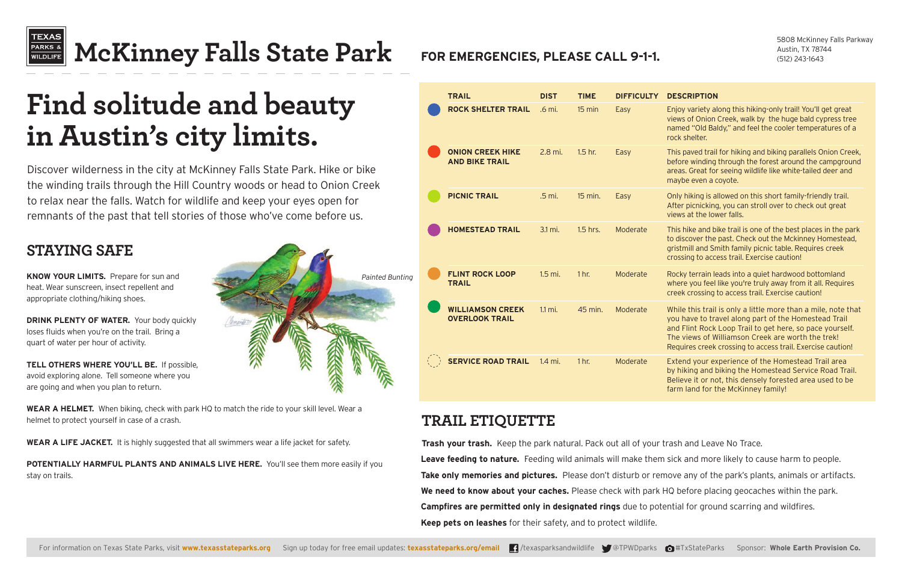# McKinney Falls State Park

**FOR EMERGENCIES, PLEASE CALL 9-1-1.**

5808 McKinney Falls Parkway
Austin, TX 78744
(512) 243-1643

# Find solitude and beauty in Austin's city limits.

Discover wilderness in the city at McKinney Falls State Park. Hike or bike the winding trails through the Hill Country woods or head to Onion Creek to relax near the falls. Watch for wildlife and keep your eyes open for remnants of the past that tell stories of those who've come before us.

## STAYING SAFE

**KNOW YOUR LIMITS.** Prepare for sun and heat. Wear sunscreen, insect repellent and appropriate clothing/hiking shoes.

**DRINK PLENTY OF WATER.** Your body quickly loses fluids when you're on the trail. Bring a quart of water per hour of activity.

**TELL OTHERS WHERE YOU'LL BE.** If possible, avoid exploring alone. Tell someone where you are going and when you plan to return.

*Painted Bunting*

**WEAR A HELMET.** When biking, check with park HQ to match the ride to your skill level. Wear a helmet to protect yourself in case of a crash.

**WEAR A LIFE JACKET.** It is highly suggested that all swimmers wear a life jacket for safety.

**POTENTIALLY HARMFUL PLANTS AND ANIMALS LIVE HERE.** You'll see them more easily if you stay on trails.

| TRAIL | DIST | TIME | DIFFICULTY | DESCRIPTION |
|---|---|---|---|---|
| ROCK SHELTER TRAIL | .6 mi. | 15 min | Easy | Enjoy variety along this hiking-only trail! You'll get great views of Onion Creek, walk by the huge bald cypress tree named "Old Baldy," and feel the cooler temperatures of a rock shelter. |
| ONION CREEK HIKE AND BIKE TRAIL | 2.8 mi. | 1.5 hr. | Easy | This paved trail for hiking and biking parallels Onion Creek, before winding through the forest around the campground areas. Great for seeing wildlife like white-tailed deer and maybe even a coyote. |
| PICNIC TRAIL | .5 mi. | 15 min. | Easy | Only hiking is allowed on this short family-friendly trail. After picnicking, you can stroll over to check out great views at the lower falls. |
| HOMESTEAD TRAIL | 3.1 mi. | 1.5 hrs. | Moderate | This hike and bike trail is one of the best places in the park to discover the past. Check out the Mckinney Homestead, gristmill and Smith family picnic table. Requires creek crossing to access trail. Exercise caution! |
| FLINT ROCK LOOP TRAIL | 1.5 mi. | 1 hr. | Moderate | Rocky terrain leads into a quiet hardwood bottomland where you feel like you're truly away from it all. Requires creek crossing to access trail. Exercise caution! |
| WILLIAMSON CREEK OVERLOOK TRAIL | 1.1 mi. | 45 min. | Moderate | While this trail is only a little more than a mile, note that you have to travel along part of the Homestead Trail and Flint Rock Loop Trail to get here, so pace yourself. The views of Williamson Creek are worth the trek! Requires creek crossing to access trail. Exercise caution! |
| SERVICE ROAD TRAIL | 1.4 mi. | 1 hr. | Moderate | Extend your experience of the Homestead Trail area by hiking and biking the Homestead Service Road Trail. Believe it or not, this densely forested area used to be farm land for the McKinney family! |

## TRAIL ETIQUETTE

**Trash your trash.** Keep the park natural. Pack out all of your trash and Leave No Trace.

**Leave feeding to nature.** Feeding wild animals will make them sick and more likely to cause harm to people.

**Take only memories and pictures.** Please don't disturb or remove any of the park's plants, animals or artifacts.

**We need to know about your caches.** Please check with park HQ before placing geocaches within the park.

**Campfires are permitted only in designated rings** due to potential for ground scarring and wildfires.

**Keep pets on leashes** for their safety, and to protect wildlife.

For information on Texas State Parks, visit **www.texasstateparks.org** Sign up today for free email updates: **texasstateparks.org/email** /texasparksandwildlife @TPWDparks #TxStateParks Sponsor: **Whole Earth Provision Co.**